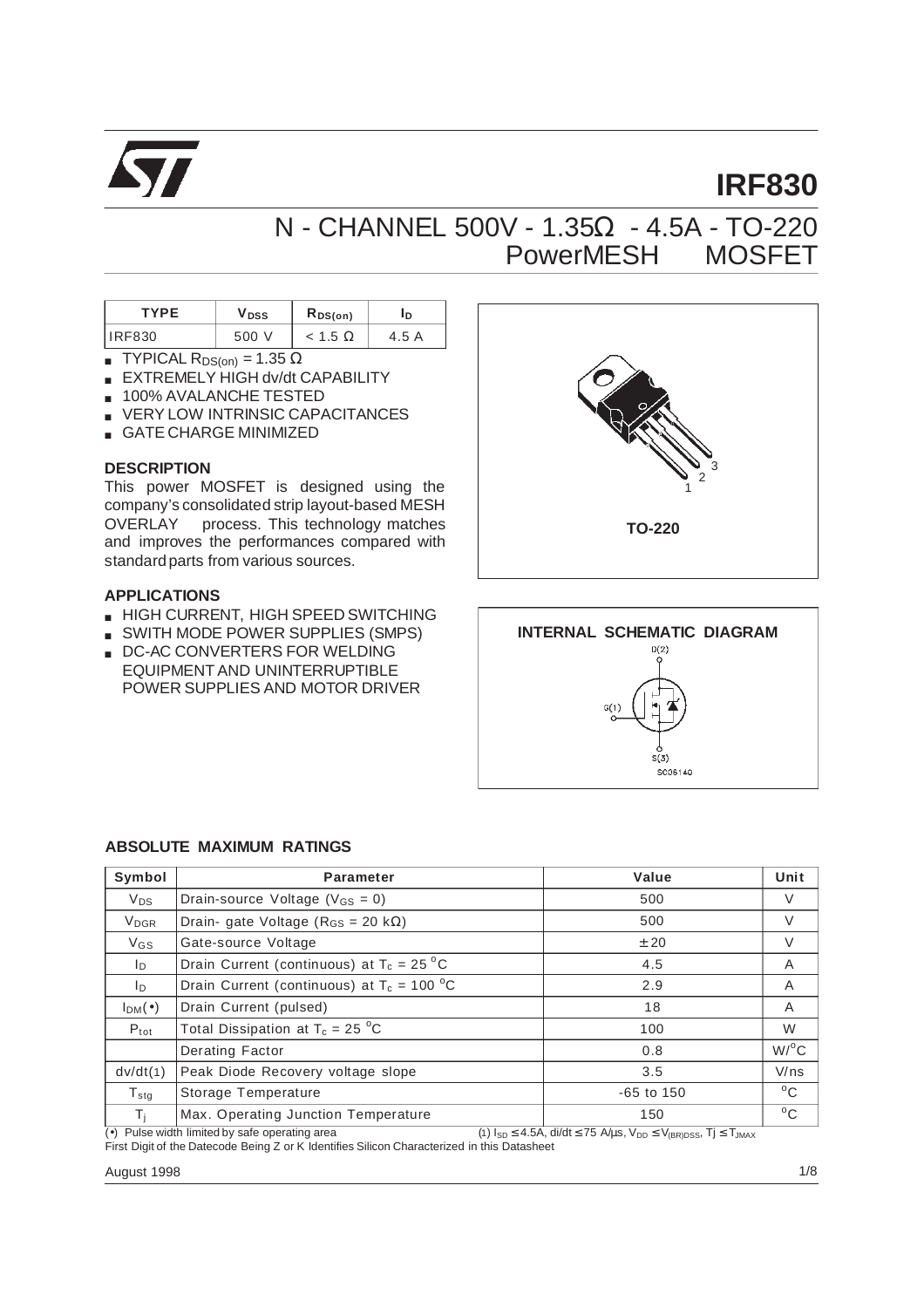# IRF830

## N - CHANNEL 500V - 1.35Ω - 4.5A - TO-220 PowerMESH MOSFET

| TYPE | $V_{DSS}$ | $R_{DS(on)}$ | $I_D$ |
|---|---|---|---|
| IRF830 | 500 V | < 1.5 Ω | 4.5 A |

- TYPICAL $R_{DS(on)}$ = 1.35 Ω
- EXTREMELY HIGH dv/dt CAPABILITY
- 100% AVALANCHE TESTED
- VERY LOW INTRINSIC CAPACITANCES
- GATE CHARGE MINIMIZED

### DESCRIPTION

This power MOSFET is designed using the company's consolidated strip layout-based MESH OVERLAY process. This technology matches and improves the performances compared with standard parts from various sources.

### APPLICATIONS

- HIGH CURRENT, HIGH SPEED SWITCHING
- SWITH MODE POWER SUPPLIES (SMPS)
- DC-AC CONVERTERS FOR WELDING EQUIPMENT AND UNINTERRUPTIBLE POWER SUPPLIES AND MOTOR DRIVER

TO-220

INTERNAL SCHEMATIC DIAGRAM

### ABSOLUTE MAXIMUM RATINGS

| Symbol | Parameter | Value | Unit |
|---|---|---|---|
| $V_{DS}$ | Drain-source Voltage ($V_{GS}$ = 0) | 500 | V |
| $V_{DGR}$ | Drain- gate Voltage ($R_{GS}$ = 20 kΩ) | 500 | V |
| $V_{GS}$ | Gate-source Voltage | ± 20 | V |
| $I_D$ | Drain Current (continuous) at $T_c$ = 25 °C | 4.5 | A |
| $I_D$ | Drain Current (continuous) at $T_c$ = 100 °C | 2.9 | A |
| $I_{DM}$(•) | Drain Current (pulsed) | 18 | A |
| $P_{tot}$ | Total Dissipation at $T_c$ = 25 °C | 100 | W |
| | Derating Factor | 0.8 | W/°C |
| dv/dt(1) | Peak Diode Recovery voltage slope | 3.5 | V/ns |
| $T_{stg}$ | Storage Temperature | -65 to 150 | °C |
| $T_j$ | Max. Operating Junction Temperature | 150 | °C |

(•) Pulse width limited by safe operating area (1) $I_{SD} \leq$ 4.5A, di/dt $\leq$ 75 A/μs, $V_{DD} \leq V_{(BR)DSS}$, Tj $\leq T_{JMAX}$

First Digit of the Datecode Being Z or K Identifies Silicon Characterized in this Datasheet

August 1998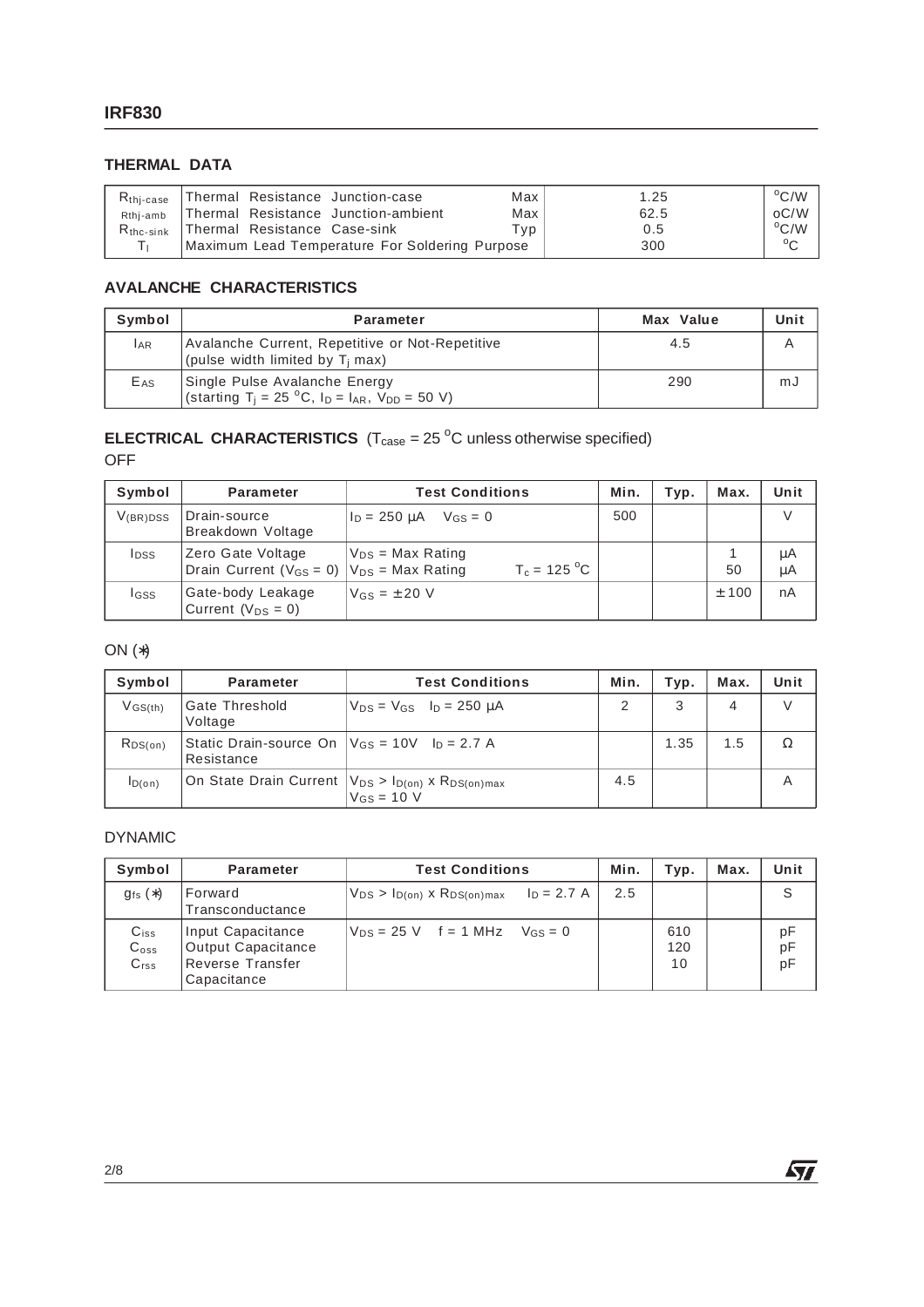## THERMAL DATA

| | | | | |
|---|---|---|---|---|
| $R_{thj-case}$ | Thermal Resistance Junction-case | Max | 1.25 | $^oC/W$ |
| $R_{thj-amb}$ | Thermal Resistance Junction-ambient | Max | 62.5 | oC/W |
| $R_{thc-sink}$ | Thermal Resistance Case-sink | Typ | 0.5 | $^oC/W$ |
| $T_l$ | Maximum Lead Temperature For Soldering Purpose | | 300 | $^oC$ |

## AVALANCHE CHARACTERISTICS

| Symbol | Parameter | Max Value | Unit |
|---|---|---|---|
| $I_{AR}$ | Avalanche Current, Repetitive or Not-Repetitive (pulse width limited by $T_j$ max) | 4.5 | A |
| $E_{AS}$ | Single Pulse Avalanche Energy (starting $T_j$ = 25 $^oC$, $I_D$ = $I_{AR}$, $V_{DD}$ = 50 V) | 290 | mJ |

## ELECTRICAL CHARACTERISTICS ($T_{case}$ = 25 $^oC$ unless otherwise specified)

OFF

| Symbol | Parameter | Test Conditions | Min. | Typ. | Max. | Unit |
|---|---|---|---|---|---|---|
| $V_{(BR)DSS}$ | Drain-source Breakdown Voltage | $I_D$ = 250 μA $V_{GS}$ = 0 | 500 | | | V |
| $I_{DSS}$ | Zero Gate Voltage Drain Current ($V_{GS}$ = 0) | $V_{DS}$ = Max Rating<br>$V_{DS}$ = Max Rating $T_c$ = 125 $^oC$ | | | 1<br>50 | μA<br>μA |
| $I_{GSS}$ | Gate-body Leakage Current ($V_{DS}$ = 0) | $V_{GS}$ = ± 20 V | | | ± 100 | nA |

ON (*)

| Symbol | Parameter | Test Conditions | Min. | Typ. | Max. | Unit |
|---|---|---|---|---|---|---|
| $V_{GS(th)}$ | Gate Threshold Voltage | $V_{DS}$ = $V_{GS}$ $I_D$ = 250 μA | 2 | 3 | 4 | V |
| $R_{DS(on)}$ | Static Drain-source On Resistance | $V_{GS}$ = 10V $I_D$ = 2.7 A | | 1.35 | 1.5 | Ω |
| $I_{D(on)}$ | On State Drain Current | $V_{DS}$ > $I_{D(on)}$ x $R_{DS(on)max}$<br>$V_{GS}$ = 10 V | 4.5 | | | A |

DYNAMIC

| Symbol | Parameter | Test Conditions | Min. | Typ. | Max. | Unit |
|---|---|---|---|---|---|---|
| $g_{fs}$ (*) | Forward Transconductance | $V_{DS}$ > $I_{D(on)}$ x $R_{DS(on)max}$ $I_D$ = 2.7 A | 2.5 | | | S |
| $C_{iss}$<br>$C_{oss}$<br>$C_{rss}$ | Input Capacitance<br>Output Capacitance<br>Reverse Transfer Capacitance | $V_{DS}$ = 25 V f = 1 MHz $V_{GS}$ = 0 | | 610<br>120<br>10 | | pF<br>pF<br>pF |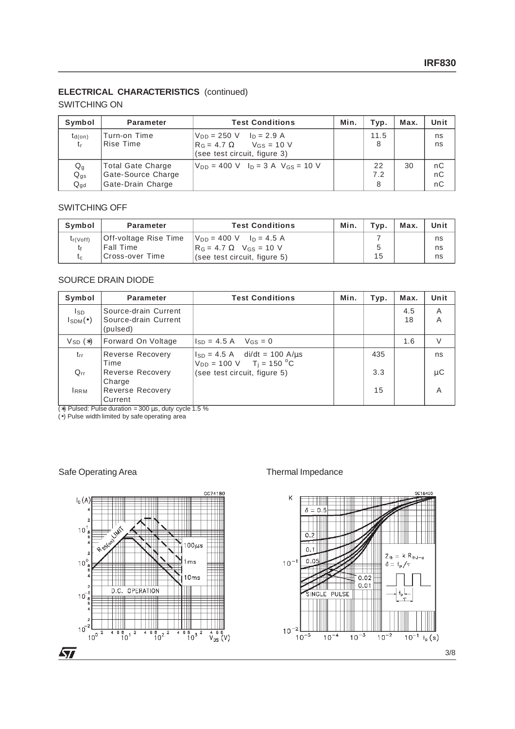## ELECTRICAL CHARACTERISTICS (continued)

### SWITCHING ON

| Symbol | Parameter | Test Conditions | Min. | Typ. | Max. | Unit |
|---|---|---|---|---|---|---|
| $t_{d(on)}$<br>$t_r$ | Turn-on Time<br>Rise Time | $V_{DD}$ = 250 V $I_D$ = 2.9 A<br>$R_G$ = 4.7 Ω $V_{GS}$ = 10 V<br>(see test circuit, figure 3) | | 11.5<br>8 | | ns<br>ns |
| $Q_g$<br>$Q_{gs}$<br>$Q_{gd}$ | Total Gate Charge<br>Gate-Source Charge<br>Gate-Drain Charge | $V_{DD}$ = 400 V $I_D$ = 3 A $V_{GS}$ = 10 V | | 22<br>7.2<br>8 | 30 | nC<br>nC<br>nC |

### SWITCHING OFF

| Symbol | Parameter | Test Conditions | Min. | Typ. | Max. | Unit |
|---|---|---|---|---|---|---|
| $t_{r(Voff)}$<br>$t_f$<br>$t_c$ | Off-voltage Rise Time<br>Fall Time<br>Cross-over Time | $V_{DD}$ = 400 V $I_D$ = 4.5 A<br>$R_G$ = 4.7 Ω $V_{GS}$ = 10 V<br>(see test circuit, figure 5) | | 7<br>5<br>15 | | ns<br>ns<br>ns |

### SOURCE DRAIN DIODE

| Symbol | Parameter | Test Conditions | Min. | Typ. | Max. | Unit |
|---|---|---|---|---|---|---|
| $I_{SD}$<br>$I_{SDM}$(•) | Source-drain Current<br>Source-drain Current (pulsed) | | | | 4.5<br>18 | A<br>A |
| $V_{SD}$ (*) | Forward On Voltage | $I_{SD}$ = 4.5 A $V_{GS}$ = 0 | | | 1.6 | V |
| $t_{rr}$<br>$Q_{rr}$<br>$I_{RRM}$ | Reverse Recovery Time<br>Reverse Recovery Charge<br>Reverse Recovery Current | $I_{SD}$ = 4.5 A di/dt = 100 A/µs<br>$V_{DD}$ = 100 V $T_j$ = 150 °C<br>(see test circuit, figure 5) | | 435<br>3.3<br>15 | | ns<br>µC<br>A |

(*) Pulsed: Pulse duration = 300 µs, duty cycle 1.5 %
(•) Pulse width limited by safe operating area

Safe Operating Area

Thermal Impedance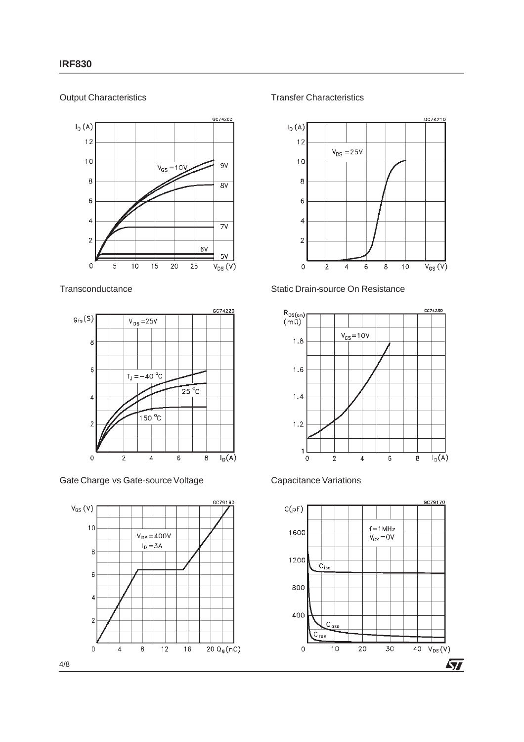Output Characteristics

Transfer Characteristics

Transconductance

Static Drain-source On Resistance

Gate Charge vs Gate-source Voltage

Capacitance Variations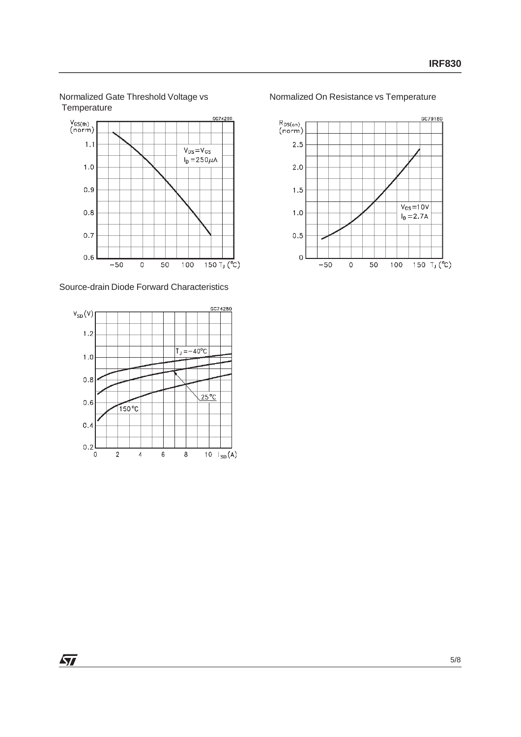Normalized Gate Threshold Voltage vs Temperature

Normalized On Resistance vs Temperature

Source-drain Diode Forward Characteristics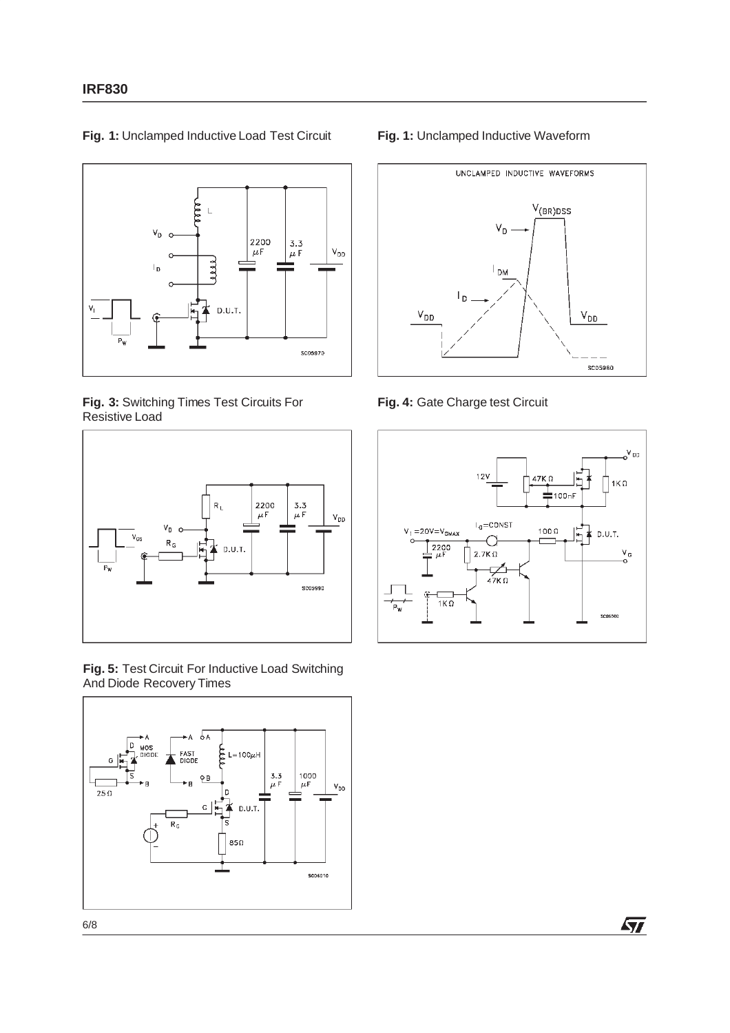**Fig. 1:** Unclamped Inductive Load Test Circuit

**Fig. 1:** Unclamped Inductive Waveform

**Fig. 3:** Switching Times Test Circuits For Resistive Load

**Fig. 4:** Gate Charge test Circuit

**Fig. 5:** Test Circuit For Inductive Load Switching And Diode Recovery Times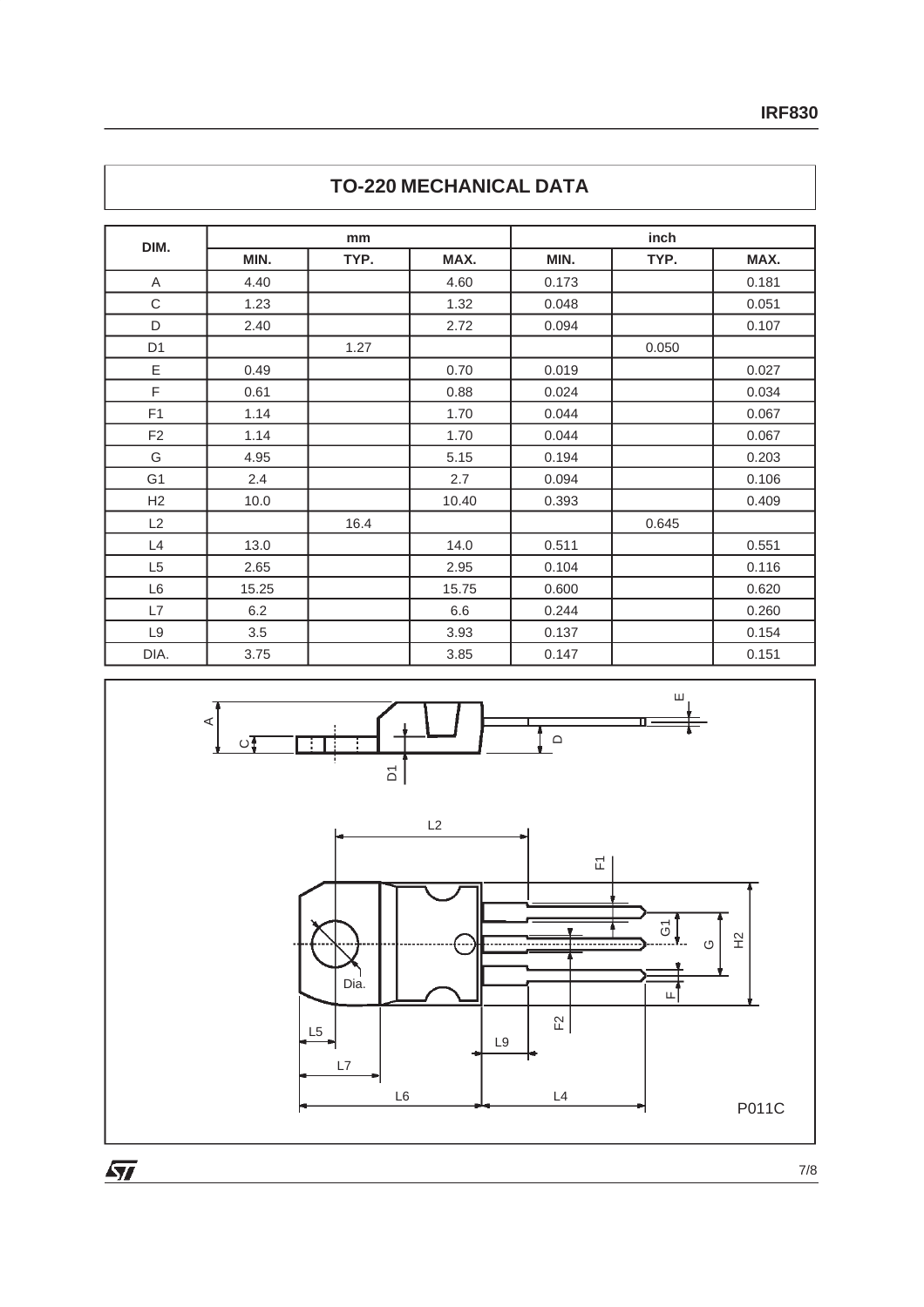## TO-220 MECHANICAL DATA

| DIM. | mm | | | inch | | |
|---|---|---|---|---|---|---|
| | MIN. | TYP. | MAX. | MIN. | TYP. | MAX. |
| A | 4.40 | | 4.60 | 0.173 | | 0.181 |
| C | 1.23 | | 1.32 | 0.048 | | 0.051 |
| D | 2.40 | | 2.72 | 0.094 | | 0.107 |
| D1 | | 1.27 | | | 0.050 | |
| E | 0.49 | | 0.70 | 0.019 | | 0.027 |
| F | 0.61 | | 0.88 | 0.024 | | 0.034 |
| F1 | 1.14 | | 1.70 | 0.044 | | 0.067 |
| F2 | 1.14 | | 1.70 | 0.044 | | 0.067 |
| G | 4.95 | | 5.15 | 0.194 | | 0.203 |
| G1 | 2.4 | | 2.7 | 0.094 | | 0.106 |
| H2 | 10.0 | | 10.40 | 0.393 | | 0.409 |
| L2 | | 16.4 | | | 0.645 | |
| L4 | 13.0 | | 14.0 | 0.511 | | 0.551 |
| L5 | 2.65 | | 2.95 | 0.104 | | 0.116 |
| L6 | 15.25 | | 15.75 | 0.600 | | 0.620 |
| L7 | 6.2 | | 6.6 | 0.244 | | 0.260 |
| L9 | 3.5 | | 3.93 | 0.137 | | 0.154 |
| DIA. | 3.75 | | 3.85 | 0.147 | | 0.151 |

P011C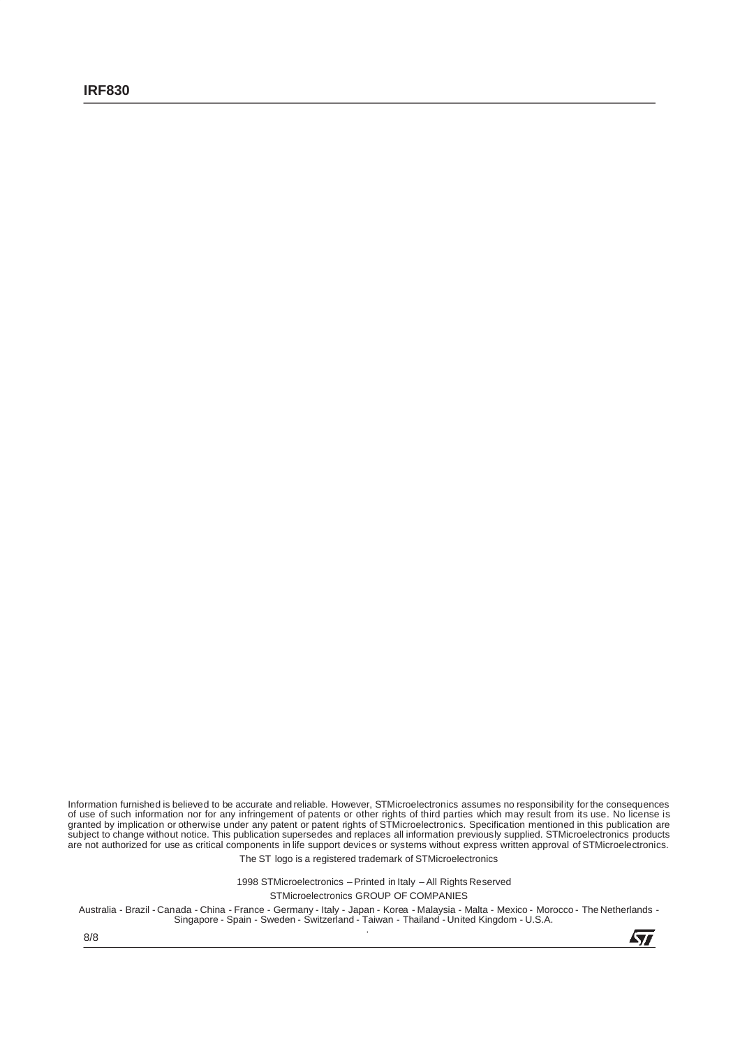Information furnished is believed to be accurate and reliable. However, STMicroelectronics assumes no responsibility for the consequences of use of such information nor for any infringement of patents or other rights of third parties which may result from its use. No license is granted by implication or otherwise under any patent or patent rights of STMicroelectronics. Specification mentioned in this publication are subject to change without notice. This publication supersedes and replaces all information previously supplied. STMicroelectronics products are not authorized for use as critical components in life support devices or systems without express written approval of STMicroelectronics.

The ST logo is a registered trademark of STMicroelectronics

1998 STMicroelectronics – Printed in Italy – All Rights Reserved

STMicroelectronics GROUP OF COMPANIES

Australia - Brazil - Canada - China - France - Germany - Italy - Japan - Korea - Malaysia - Malta - Mexico - Morocco - The Netherlands - Singapore - Spain - Sweden - Switzerland - Taiwan - Thailand - United Kingdom - U.S.A.